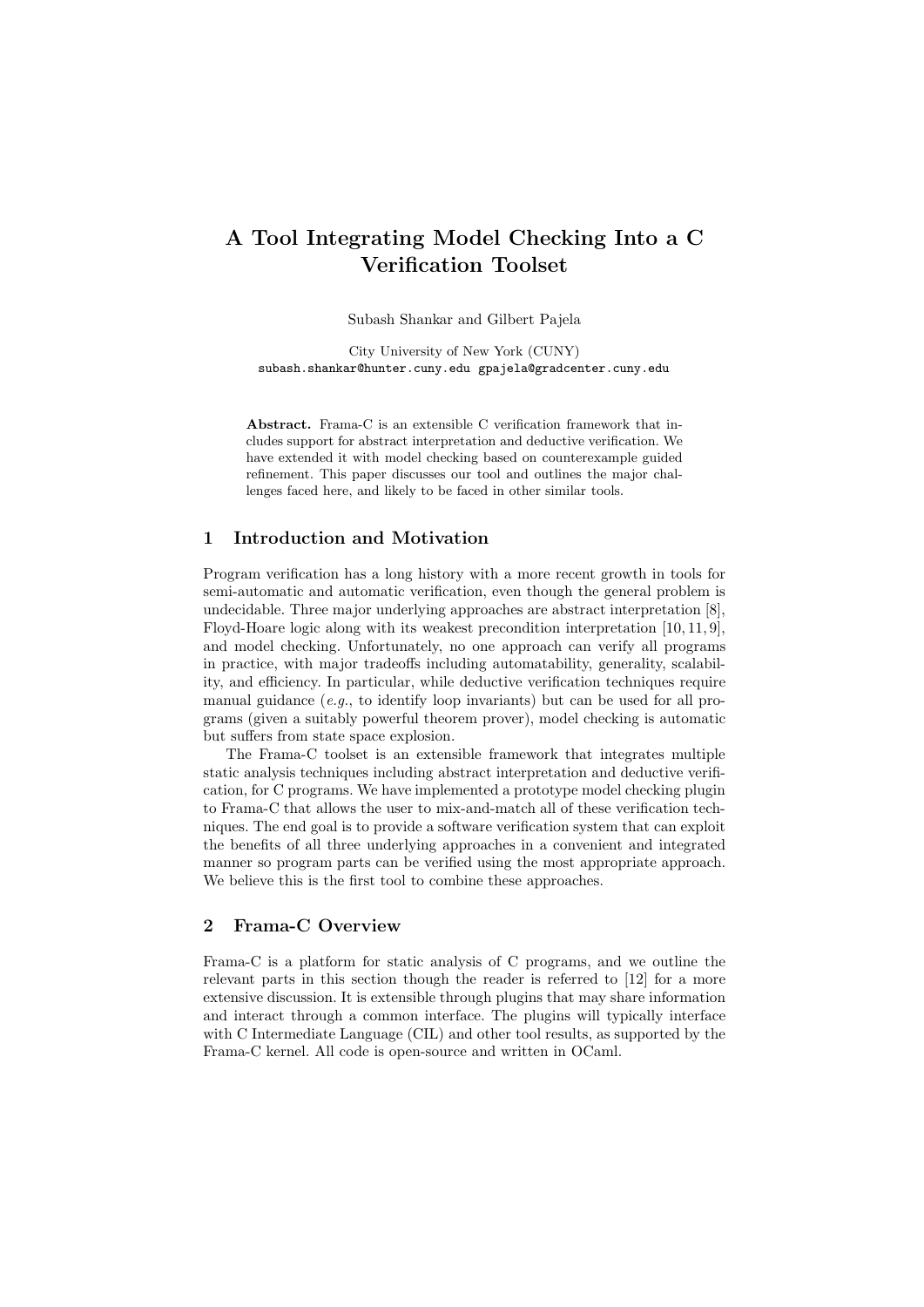# A Tool Integrating Model Checking Into a C Verification Toolset

Subash Shankar and Gilbert Pajela

City University of New York (CUNY)
subash.shankar@hunter.cuny.edu gpajela@gradcenter.cuny.edu

**Abstract.** Frama-C is an extensible C verification framework that includes support for abstract interpretation and deductive verification. We have extended it with model checking based on counterexample guided refinement. This paper discusses our tool and outlines the major challenges faced here, and likely to be faced in other similar tools.

## 1 Introduction and Motivation

Program verification has a long history with a more recent growth in tools for semi-automatic and automatic verification, even though the general problem is undecidable. Three major underlying approaches are abstract interpretation [8], Floyd-Hoare logic along with its weakest precondition interpretation [10, 11, 9], and model checking. Unfortunately, no one approach can verify all programs in practice, with major tradeoffs including automatability, generality, scalability, and efficiency. In particular, while deductive verification techniques require manual guidance (*e.g.*, to identify loop invariants) but can be used for all programs (given a suitably powerful theorem prover), model checking is automatic but suffers from state space explosion.

The Frama-C toolset is an extensible framework that integrates multiple static analysis techniques including abstract interpretation and deductive verification, for C programs. We have implemented a prototype model checking plugin to Frama-C that allows the user to mix-and-match all of these verification techniques. The end goal is to provide a software verification system that can exploit the benefits of all three underlying approaches in a convenient and integrated manner so program parts can be verified using the most appropriate approach. We believe this is the first tool to combine these approaches.

## 2 Frama-C Overview

Frama-C is a platform for static analysis of C programs, and we outline the relevant parts in this section though the reader is referred to [12] for a more extensive discussion. It is extensible through plugins that may share information and interact through a common interface. The plugins will typically interface with C Intermediate Language (CIL) and other tool results, as supported by the Frama-C kernel. All code is open-source and written in OCaml.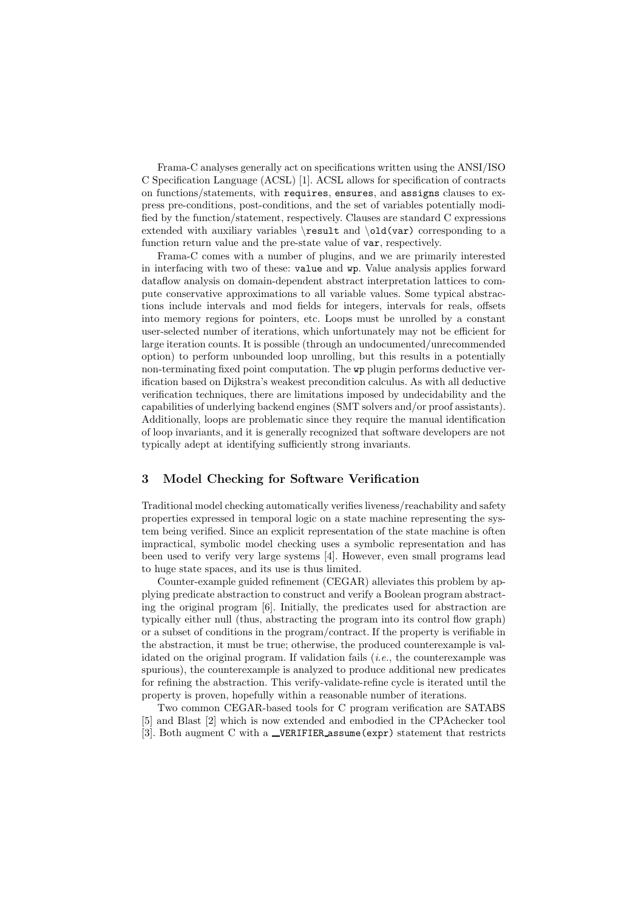Frama-C analyses generally act on specifications written using the ANSI/ISO C Specification Language (ACSL) [1]. ACSL allows for specification of contracts on functions/statements, with `requires`, `ensures`, and `assigns` clauses to express pre-conditions, post-conditions, and the set of variables potentially modified by the function/statement, respectively. Clauses are standard C expressions extended with auxiliary variables `\result` and `\old(var)` corresponding to a function return value and the pre-state value of `var`, respectively.

Frama-C comes with a number of plugins, and we are primarily interested in interfacing with two of these: `value` and `wp`. Value analysis applies forward dataflow analysis on domain-dependent abstract interpretation lattices to compute conservative approximations to all variable values. Some typical abstractions include intervals and mod fields for integers, intervals for reals, offsets into memory regions for pointers, etc. Loops must be unrolled by a constant user-selected number of iterations, which unfortunately may not be efficient for large iteration counts. It is possible (through an undocumented/unrecommended option) to perform unbounded loop unrolling, but this results in a potentially non-terminating fixed point computation. The `wp` plugin performs deductive verification based on Dijkstra's weakest precondition calculus. As with all deductive verification techniques, there are limitations imposed by undecidability and the capabilities of underlying backend engines (SMT solvers and/or proof assistants). Additionally, loops are problematic since they require the manual identification of loop invariants, and it is generally recognized that software developers are not typically adept at identifying sufficiently strong invariants.

## 3 Model Checking for Software Verification

Traditional model checking automatically verifies liveness/reachability and safety properties expressed in temporal logic on a state machine representing the system being verified. Since an explicit representation of the state machine is often impractical, symbolic model checking uses a symbolic representation and has been used to verify very large systems [4]. However, even small programs lead to huge state spaces, and its use is thus limited.

Counter-example guided refinement (CEGAR) alleviates this problem by applying predicate abstraction to construct and verify a Boolean program abstracting the original program [6]. Initially, the predicates used for abstraction are typically either null (thus, abstracting the program into its control flow graph) or a subset of conditions in the program/contract. If the property is verifiable in the abstraction, it must be true; otherwise, the produced counterexample is validated on the original program. If validation fails (*i.e.*, the counterexample was spurious), the counterexample is analyzed to produce additional new predicates for refining the abstraction. This verify-validate-refine cycle is iterated until the property is proven, hopefully within a reasonable number of iterations.

Two common CEGAR-based tools for C program verification are SATABS [5] and Blast [2] which is now extended and embodied in the CPAchecker tool [3]. Both augment C with a `__VERIFIER_assume(expr)` statement that restricts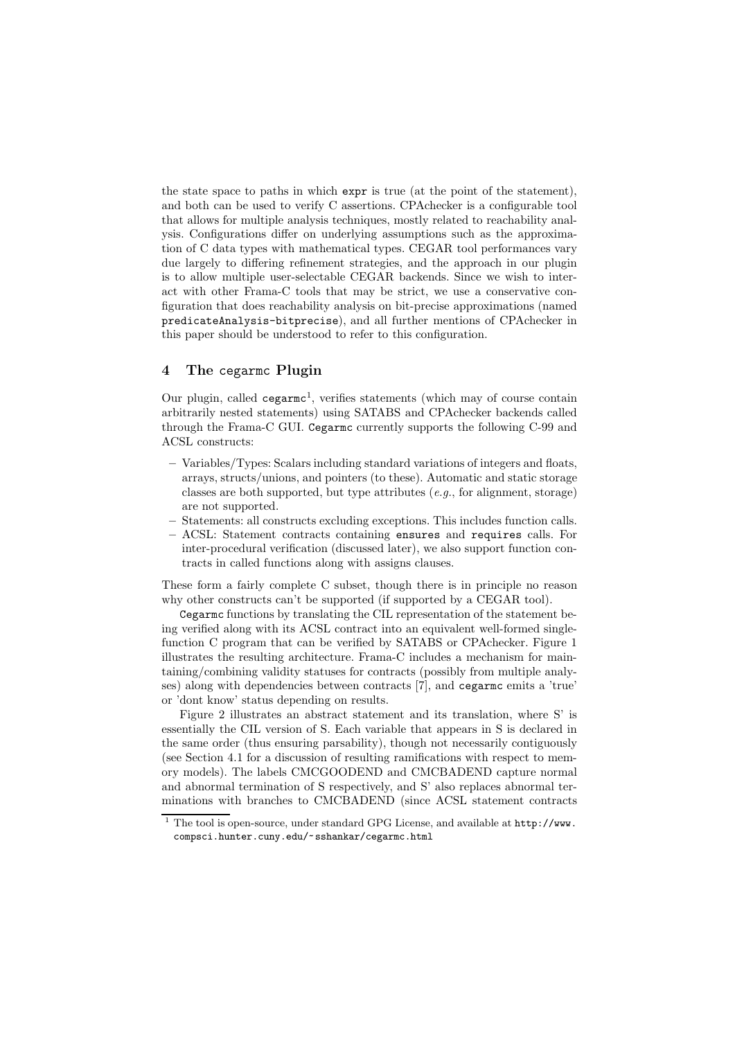the state space to paths in which `expr` is true (at the point of the statement), and both can be used to verify C assertions. CPAchecker is a configurable tool that allows for multiple analysis techniques, mostly related to reachability analysis. Configurations differ on underlying assumptions such as the approximation of C data types with mathematical types. CEGAR tool performances vary due largely to differing refinement strategies, and the approach in our plugin is to allow multiple user-selectable CEGAR backends. Since we wish to interact with other Frama-C tools that may be strict, we use a conservative configuration that does reachability analysis on bit-precise approximations (named `predicateAnalysis-bitprecise`), and all further mentions of CPAchecker in this paper should be understood to refer to this configuration.

## 4 The `cegarmc` Plugin

Our plugin, called `cegarmc`[1], verifies statements (which may of course contain arbitrarily nested statements) using SATABS and CPAchecker backends called through the Frama-C GUI. `Cegarmc` currently supports the following C-99 and ACSL constructs:

- Variables/Types: Scalars including standard variations of integers and floats, arrays, structs/unions, and pointers (to these). Automatic and static storage classes are both supported, but type attributes (*e.g.*, for alignment, storage) are not supported.
- Statements: all constructs excluding exceptions. This includes function calls.
- ACSL: Statement contracts containing `ensures` and `requires` calls. For inter-procedural verification (discussed later), we also support function contracts in called functions along with assigns clauses.

These form a fairly complete C subset, though there is in principle no reason why other constructs can't be supported (if supported by a CEGAR tool).

`Cegarmc` functions by translating the CIL representation of the statement being verified along with its ACSL contract into an equivalent well-formed single-function C program that can be verified by SATABS or CPAchecker. Figure 1 illustrates the resulting architecture. Frama-C includes a mechanism for maintaining/combining validity statuses for contracts (possibly from multiple analyses) along with dependencies between contracts [7], and `cegarmc` emits a 'true' or 'dont know' status depending on results.

Figure 2 illustrates an abstract statement and its translation, where S' is essentially the CIL version of S. Each variable that appears in S is declared in the same order (thus ensuring parsability), though not necessarily contiguously (see Section 4.1 for a discussion of resulting ramifications with respect to memory models). The labels CMCGOODEND and CMCBADEND capture normal and abnormal termination of S respectively, and S' also replaces abnormal terminations with branches to CMCBADEND (since ACSL statement contracts

[1] The tool is open-source, under standard GPG License, and available at `http://www.compsci.hunter.cuny.edu/~sshankar/cegarmc.html`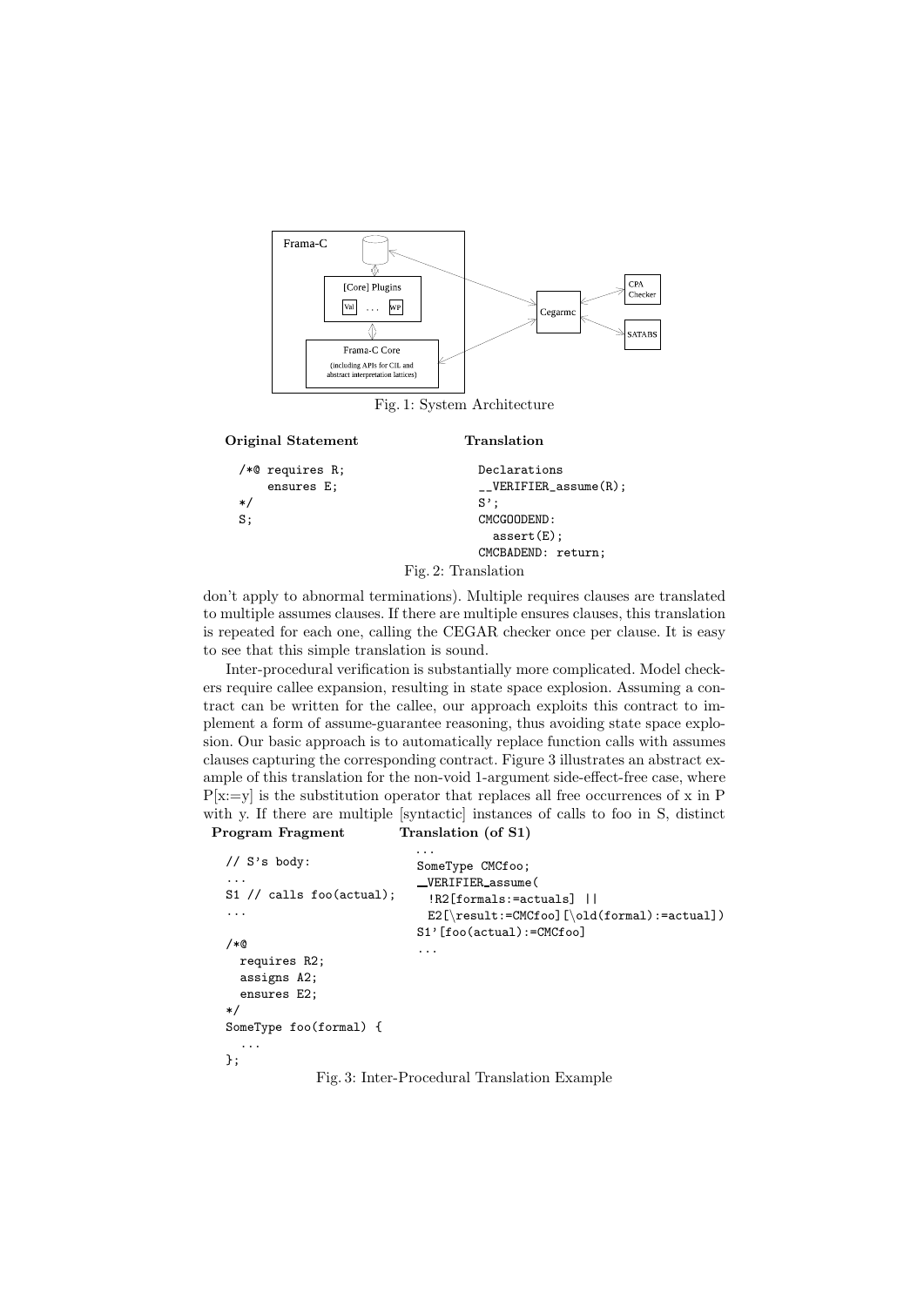Frama-C

[Core] Plugins

Val . . . WP

Frama-C Core

(including APIs for CIL and abstract interpretation lattices)

Cegarmc

CPA Checker

SATABS

Fig. 1: System Architecture

| Original Statement | Translation |
| --- | --- |
| `/*@ requires R;`<br>`    ensures E;`<br>`*/`<br>`S;` | `Declarations`<br>`__VERIFIER_assume(R);`<br>`S';`<br>`CMCGOODEND:`<br>`  assert(E);`<br>`CMCBADEND: return;` |

Fig. 2: Translation

don't apply to abnormal terminations). Multiple requires clauses are translated to multiple assumes clauses. If there are multiple ensures clauses, this translation is repeated for each one, calling the CEGAR checker once per clause. It is easy to see that this simple translation is sound.

Inter-procedural verification is substantially more complicated. Model checkers require callee expansion, resulting in state space explosion. Assuming a contract can be written for the callee, our approach exploits this contract to implement a form of assume-guarantee reasoning, thus avoiding state space explosion. Our basic approach is to automatically replace function calls with assumes clauses capturing the corresponding contract. Figure 3 illustrates an abstract example of this translation for the non-void 1-argument side-effect-free case, where P[x:=y] is the substitution operator that replaces all free occurrences of x in P with y. If there are multiple [syntactic] instances of calls to foo in S, distinct

**Program Fragment**

```
// S's body:
...
S1 // calls foo(actual);
...
/*@
  requires R2;
  assigns A2;
  ensures E2;
*/
SomeType foo(formal) {
  ...
};
```

**Translation (of S1)**

```
...
SomeType CMCfoo;
__VERIFIER_assume(
  !R2[formals:=actuals] ||
  E2[\result:=CMCfoo][\old(formal):=actual])
S1'[foo(actual):=CMCfoo]
...
```

Fig. 3: Inter-Procedural Translation Example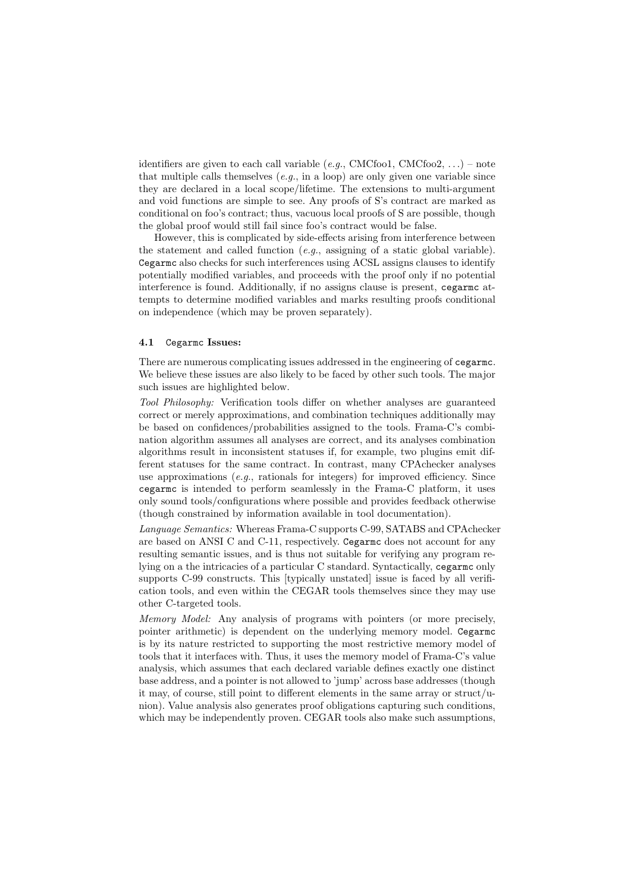identifiers are given to each call variable (*e.g.*, CMCfoo1, CMCfoo2, ...) – note that multiple calls themselves (*e.g.*, in a loop) are only given one variable since they are declared in a local scope/lifetime. The extensions to multi-argument and void functions are simple to see. Any proofs of S's contract are marked as conditional on foo's contract; thus, vacuous local proofs of S are possible, though the global proof would still fail since foo's contract would be false.

However, this is complicated by side-effects arising from interference between the statement and called function (*e.g.*, assigning of a static global variable). `Cegarmc` also checks for such interferences using ACSL assigns clauses to identify potentially modified variables, and proceeds with the proof only if no potential interference is found. Additionally, if no assigns clause is present, `cegarmc` attempts to determine modified variables and marks resulting proofs conditional on independence (which may be proven separately).

### 4.1 `Cegarmc` Issues:

There are numerous complicating issues addressed in the engineering of `cegarmc`. We believe these issues are also likely to be faced by other such tools. The major such issues are highlighted below.

*Tool Philosophy:* Verification tools differ on whether analyses are guaranteed correct or merely approximations, and combination techniques additionally may be based on confidences/probabilities assigned to the tools. Frama-C's combination algorithm assumes all analyses are correct, and its analyses combination algorithms result in inconsistent statuses if, for example, two plugins emit different statuses for the same contract. In contrast, many CPAchecker analyses use approximations (*e.g.*, rationals for integers) for improved efficiency. Since `cegarmc` is intended to perform seamlessly in the Frama-C platform, it uses only sound tools/configurations where possible and provides feedback otherwise (though constrained by information available in tool documentation).

*Language Semantics:* Whereas Frama-C supports C-99, SATABS and CPAchecker are based on ANSI C and C-11, respectively. `Cegarmc` does not account for any resulting semantic issues, and is thus not suitable for verifying any program relying on a the intricacies of a particular C standard. Syntactically, `cegarmc` only supports C-99 constructs. This [typically unstated] issue is faced by all verification tools, and even within the CEGAR tools themselves since they may use other C-targeted tools.

*Memory Model:* Any analysis of programs with pointers (or more precisely, pointer arithmetic) is dependent on the underlying memory model. `Cegarmc` is by its nature restricted to supporting the most restrictive memory model of tools that it interfaces with. Thus, it uses the memory model of Frama-C's value analysis, which assumes that each declared variable defines exactly one distinct base address, and a pointer is not allowed to 'jump' across base addresses (though it may, of course, still point to different elements in the same array or struct/union). Value analysis also generates proof obligations capturing such conditions, which may be independently proven. CEGAR tools also make such assumptions,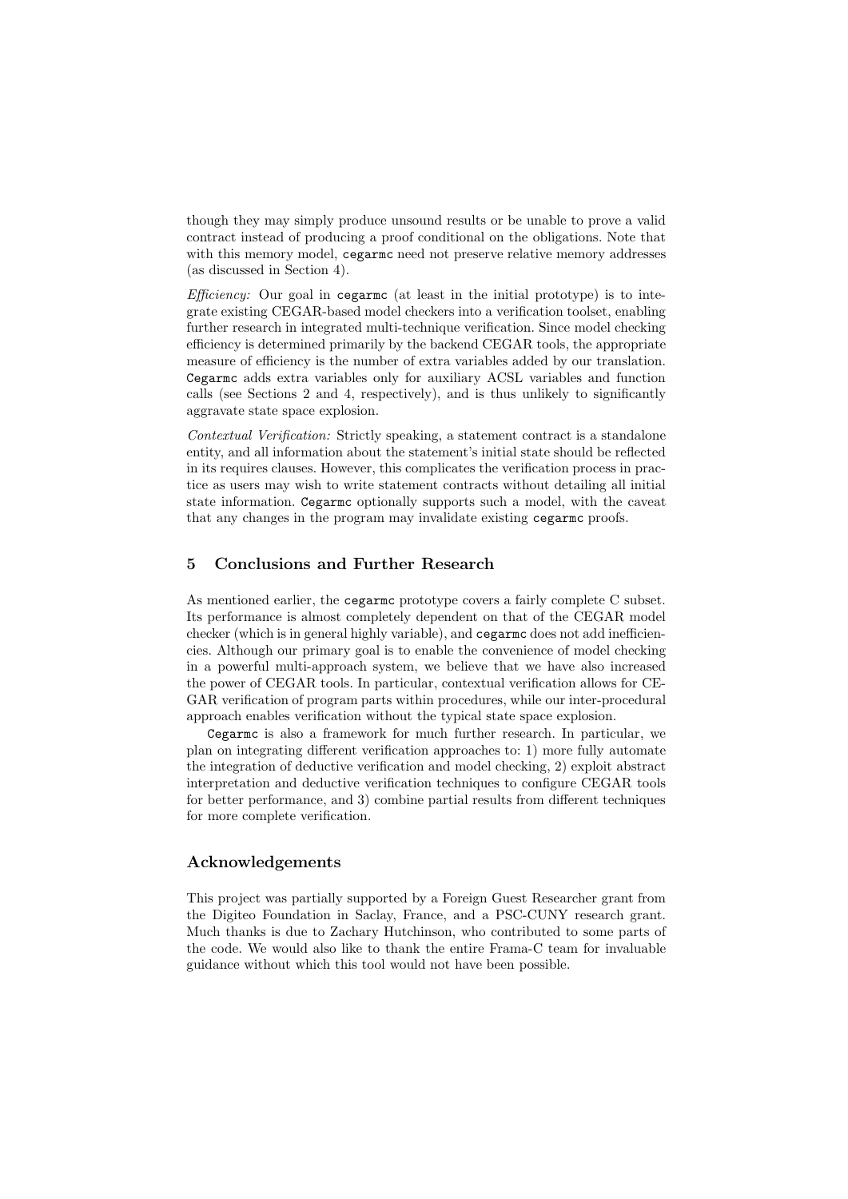though they may simply produce unsound results or be unable to prove a valid contract instead of producing a proof conditional on the obligations. Note that with this memory model, `cegarmc` need not preserve relative memory addresses (as discussed in Section 4).

*Efficiency:* Our goal in `cegarmc` (at least in the initial prototype) is to integrate existing CEGAR-based model checkers into a verification toolset, enabling further research in integrated multi-technique verification. Since model checking efficiency is determined primarily by the backend CEGAR tools, the appropriate measure of efficiency is the number of extra variables added by our translation. `Cegarmc` adds extra variables only for auxiliary ACSL variables and function calls (see Sections 2 and 4, respectively), and is thus unlikely to significantly aggravate state space explosion.

*Contextual Verification:* Strictly speaking, a statement contract is a standalone entity, and all information about the statement's initial state should be reflected in its requires clauses. However, this complicates the verification process in practice as users may wish to write statement contracts without detailing all initial state information. `Cegarmc` optionally supports such a model, with the caveat that any changes in the program may invalidate existing `cegarmc` proofs.

## 5 Conclusions and Further Research

As mentioned earlier, the `cegarmc` prototype covers a fairly complete C subset. Its performance is almost completely dependent on that of the CEGAR model checker (which is in general highly variable), and `cegarmc` does not add inefficiencies. Although our primary goal is to enable the convenience of model checking in a powerful multi-approach system, we believe that we have also increased the power of CEGAR tools. In particular, contextual verification allows for CEGAR verification of program parts within procedures, while our inter-procedural approach enables verification without the typical state space explosion.

`Cegarmc` is also a framework for much further research. In particular, we plan on integrating different verification approaches to: 1) more fully automate the integration of deductive verification and model checking, 2) exploit abstract interpretation and deductive verification techniques to configure CEGAR tools for better performance, and 3) combine partial results from different techniques for more complete verification.

## Acknowledgements

This project was partially supported by a Foreign Guest Researcher grant from the Digiteo Foundation in Saclay, France, and a PSC-CUNY research grant. Much thanks is due to Zachary Hutchinson, who contributed to some parts of the code. We would also like to thank the entire Frama-C team for invaluable guidance without which this tool would not have been possible.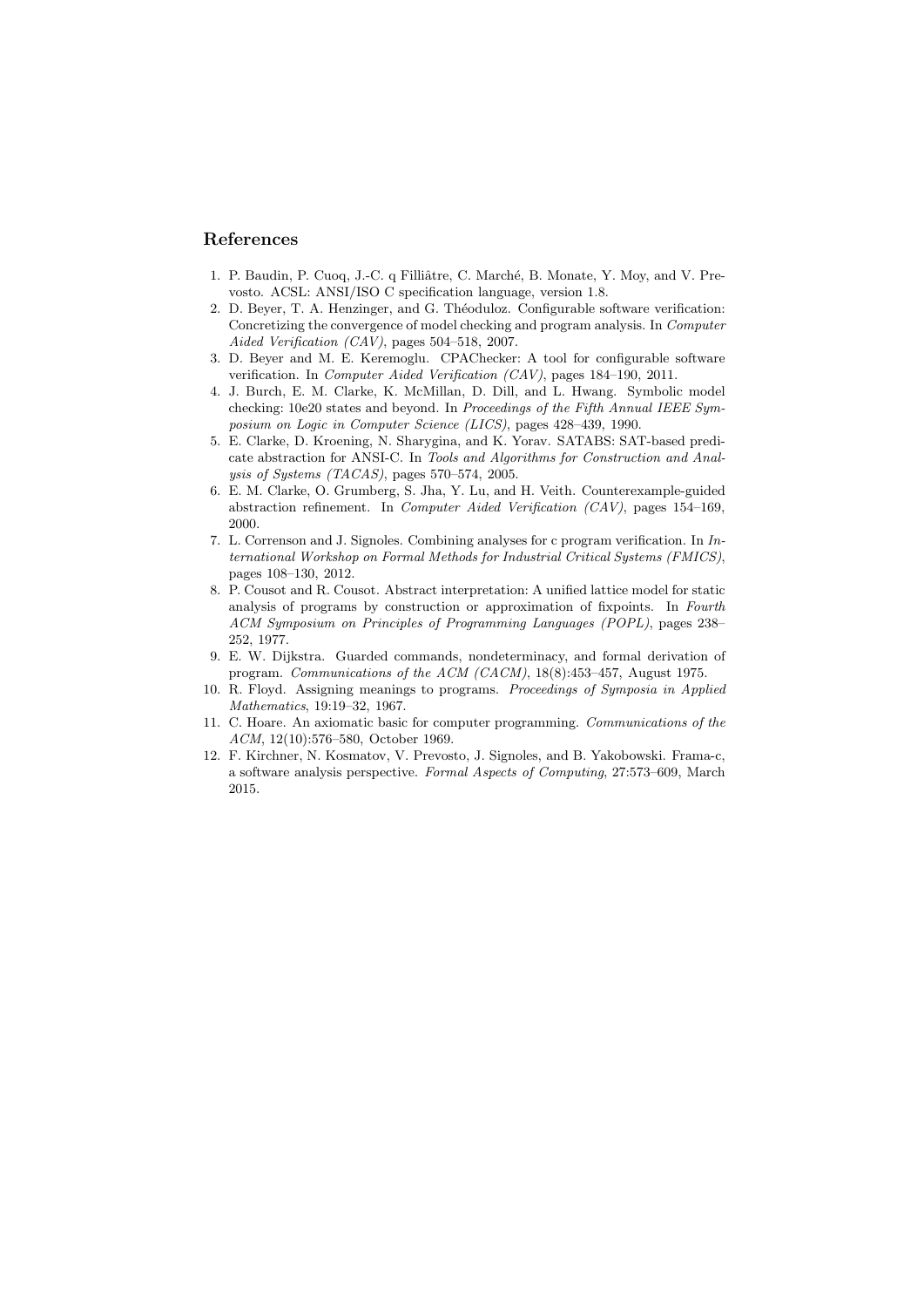## References

1. P. Baudin, P. Cuoq, J.-C. q Filliâtre, C. Marché, B. Monate, Y. Moy, and V. Prevosto. ACSL: ANSI/ISO C specification language, version 1.8.
2. D. Beyer, T. A. Henzinger, and G. Théoduloz. Configurable software verification: Concretizing the convergence of model checking and program analysis. In *Computer Aided Verification (CAV)*, pages 504–518, 2007.
3. D. Beyer and M. E. Keremoglu. CPAChecker: A tool for configurable software verification. In *Computer Aided Verification (CAV)*, pages 184–190, 2011.
4. J. Burch, E. M. Clarke, K. McMillan, D. Dill, and L. Hwang. Symbolic model checking: 10e20 states and beyond. In *Proceedings of the Fifth Annual IEEE Symposium on Logic in Computer Science (LICS)*, pages 428–439, 1990.
5. E. Clarke, D. Kroening, N. Sharygina, and K. Yorav. SATABS: SAT-based predicate abstraction for ANSI-C. In *Tools and Algorithms for Construction and Analysis of Systems (TACAS)*, pages 570–574, 2005.
6. E. M. Clarke, O. Grumberg, S. Jha, Y. Lu, and H. Veith. Counterexample-guided abstraction refinement. In *Computer Aided Verification (CAV)*, pages 154–169, 2000.
7. L. Correnson and J. Signoles. Combining analyses for c program verification. In *International Workshop on Formal Methods for Industrial Critical Systems (FMICS)*, pages 108–130, 2012.
8. P. Cousot and R. Cousot. Abstract interpretation: A unified lattice model for static analysis of programs by construction or approximation of fixpoints. In *Fourth ACM Symposium on Principles of Programming Languages (POPL)*, pages 238–252, 1977.
9. E. W. Dijkstra. Guarded commands, nondeterminacy, and formal derivation of program. *Communications of the ACM (CACM)*, 18(8):453–457, August 1975.
10. R. Floyd. Assigning meanings to programs. *Proceedings of Symposia in Applied Mathematics*, 19:19–32, 1967.
11. C. Hoare. An axiomatic basic for computer programming. *Communications of the ACM*, 12(10):576–580, October 1969.
12. F. Kirchner, N. Kosmatov, V. Prevosto, J. Signoles, and B. Yakobowski. Frama-c, a software analysis perspective. *Formal Aspects of Computing*, 27:573–609, March 2015.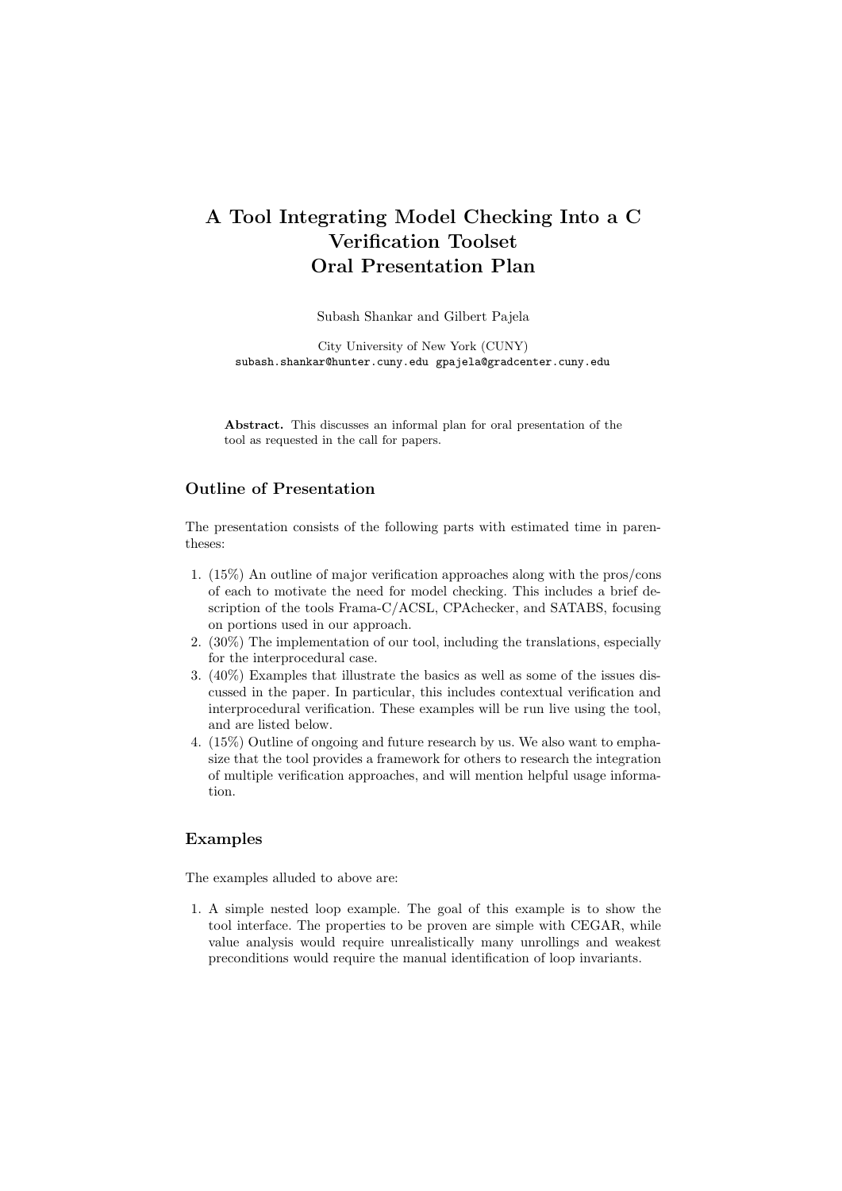# A Tool Integrating Model Checking Into a C Verification Toolset Oral Presentation Plan

Subash Shankar and Gilbert Pajela

City University of New York (CUNY)
subash.shankar@hunter.cuny.edu gpajela@gradcenter.cuny.edu

**Abstract.** This discusses an informal plan for oral presentation of the tool as requested in the call for papers.

## Outline of Presentation

The presentation consists of the following parts with estimated time in parentheses:

1. (15%) An outline of major verification approaches along with the pros/cons of each to motivate the need for model checking. This includes a brief description of the tools Frama-C/ACSL, CPAchecker, and SATABS, focusing on portions used in our approach.
2. (30%) The implementation of our tool, including the translations, especially for the interprocedural case.
3. (40%) Examples that illustrate the basics as well as some of the issues discussed in the paper. In particular, this includes contextual verification and interprocedural verification. These examples will be run live using the tool, and are listed below.
4. (15%) Outline of ongoing and future research by us. We also want to emphasize that the tool provides a framework for others to research the integration of multiple verification approaches, and will mention helpful usage information.

## Examples

The examples alluded to above are:

1. A simple nested loop example. The goal of this example is to show the tool interface. The properties to be proven are simple with CEGAR, while value analysis would require unrealistically many unrollings and weakest preconditions would require the manual identification of loop invariants.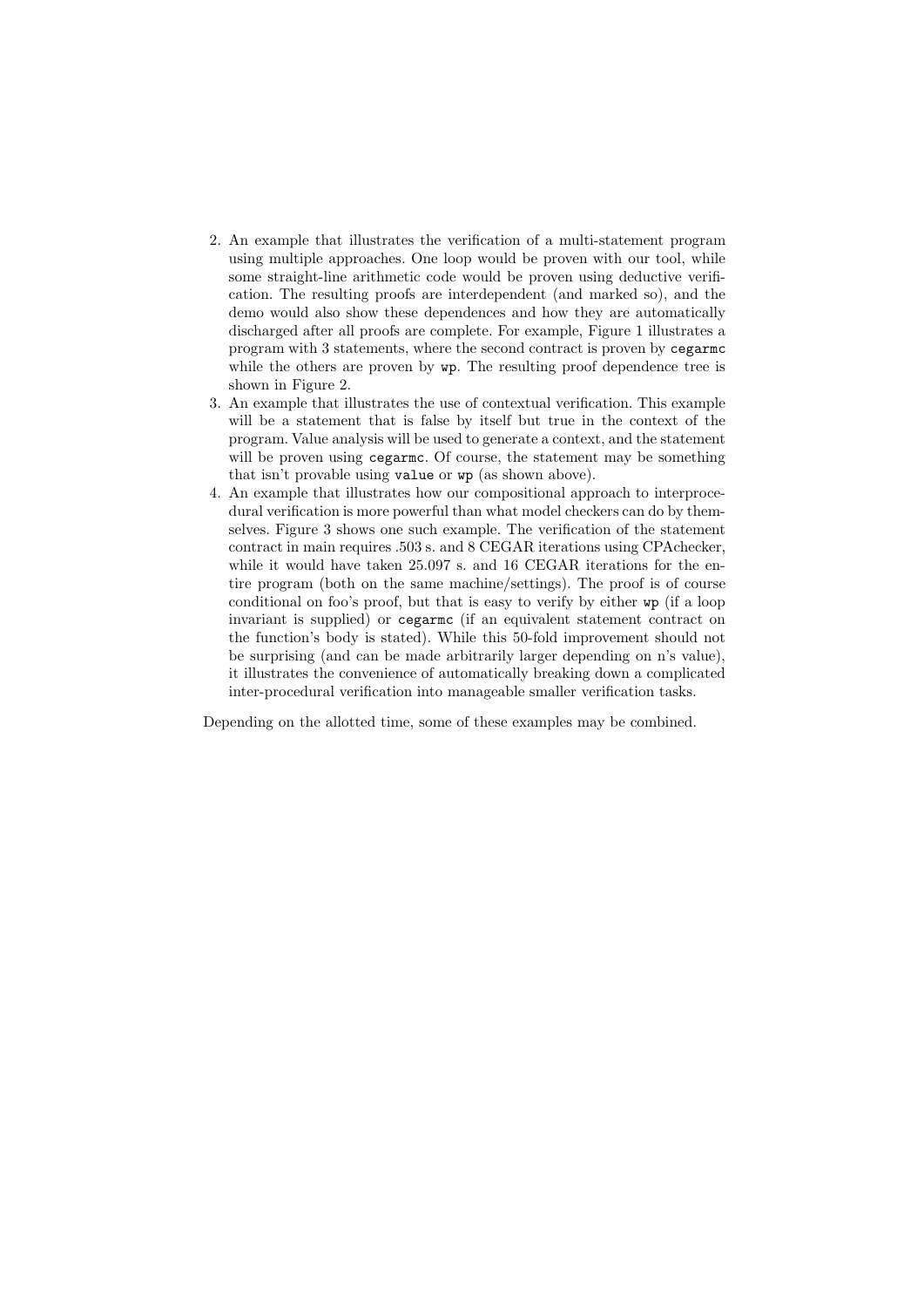2. An example that illustrates the verification of a multi-statement program using multiple approaches. One loop would be proven with our tool, while some straight-line arithmetic code would be proven using deductive verification. The resulting proofs are interdependent (and marked so), and the demo would also show these dependences and how they are automatically discharged after all proofs are complete. For example, Figure 1 illustrates a program with 3 statements, where the second contract is proven by `cegarmc` while the others are proven by `wp`. The resulting proof dependence tree is shown in Figure 2.
3. An example that illustrates the use of contextual verification. This example will be a statement that is false by itself but true in the context of the program. Value analysis will be used to generate a context, and the statement will be proven using `cegarmc`. Of course, the statement may be something that isn't provable using `value` or `wp` (as shown above).
4. An example that illustrates how our compositional approach to interprocedural verification is more powerful than what model checkers can do by themselves. Figure 3 shows one such example. The verification of the statement contract in main requires .503 s. and 8 CEGAR iterations using CPAchecker, while it would have taken 25.097 s. and 16 CEGAR iterations for the entire program (both on the same machine/settings). The proof is of course conditional on foo's proof, but that is easy to verify by either `wp` (if a loop invariant is supplied) or `cegarmc` (if an equivalent statement contract on the function's body is stated). While this 50-fold improvement should not be surprising (and can be made arbitrarily larger depending on n's value), it illustrates the convenience of automatically breaking down a complicated inter-procedural verification into manageable smaller verification tasks.

Depending on the allotted time, some of these examples may be combined.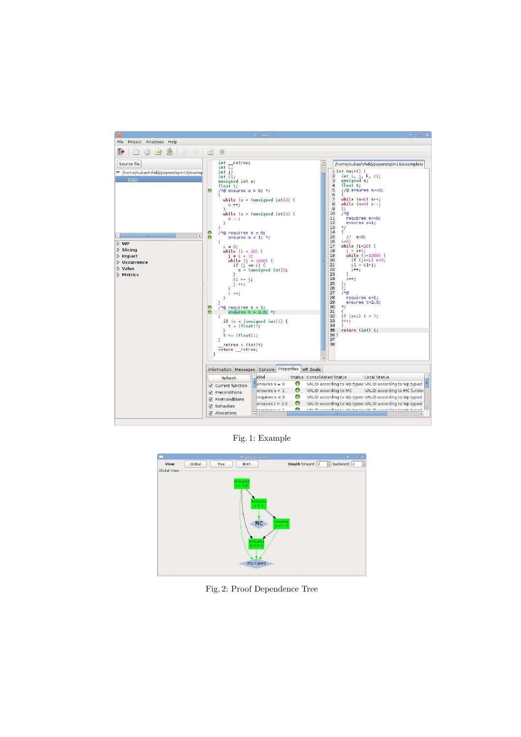Fig. 1: Example

Fig. 2: Proof Dependence Tree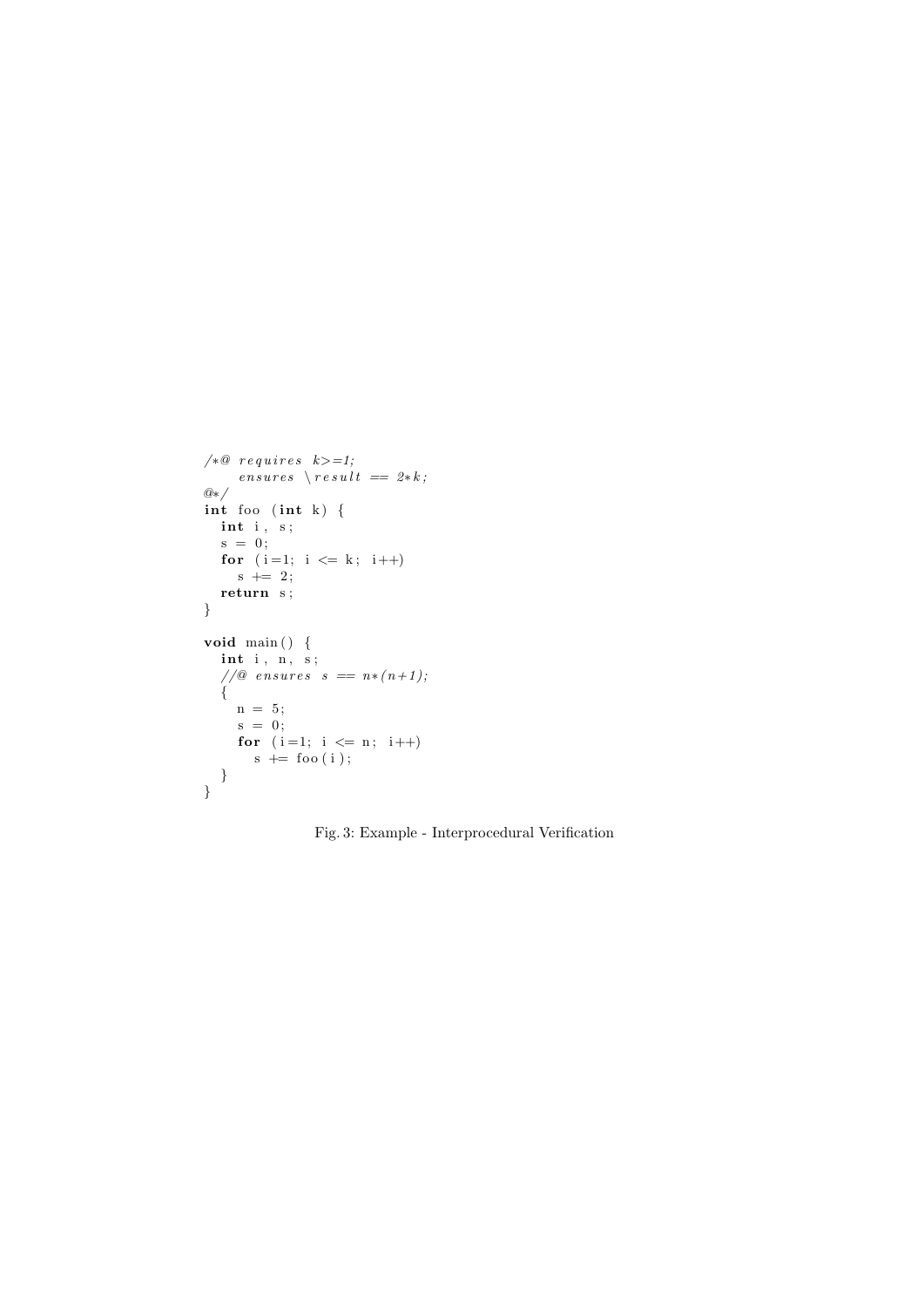```
/*@ requires k>=1;
    ensures \result == 2*k;
@*/
int foo (int k) {
  int i, s;
  s = 0;
  for (i=1; i <= k; i++)
    s += 2;
  return s;
}

void main() {
  int i, n, s;
  //@ ensures s == n*(n+1);
  {
    n = 5;
    s = 0;
    for (i=1; i <= n; i++)
      s += foo(i);
  }
}
```

Fig. 3: Example - Interprocedural Verification